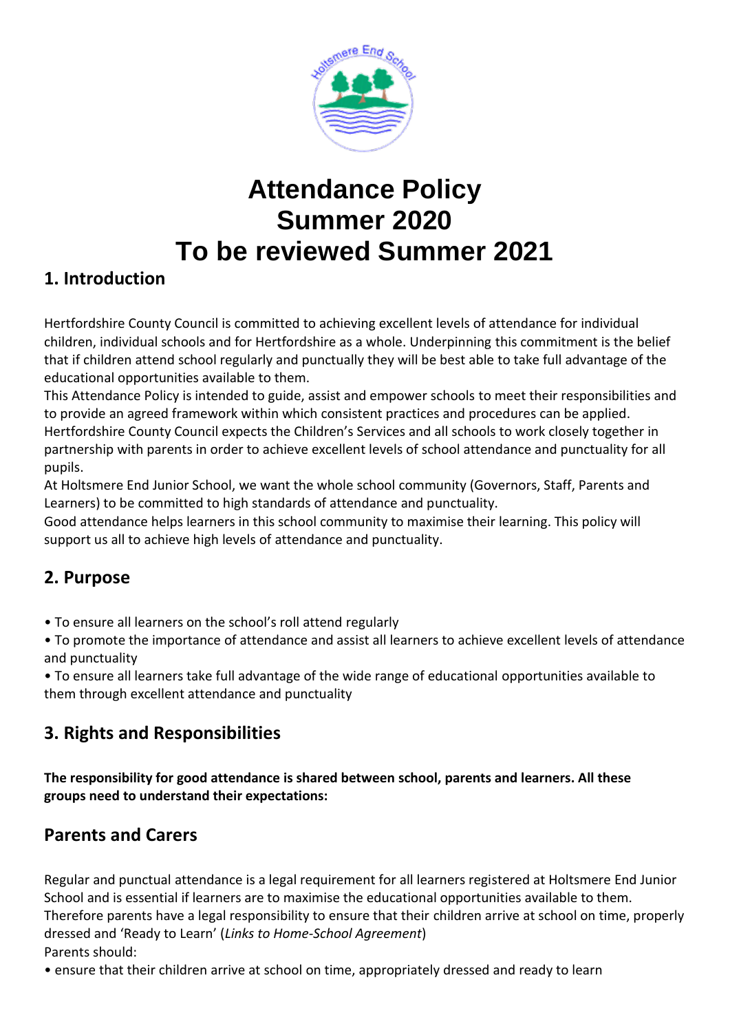# Attendance Policy
# Summer 2020
# To be reviewed Summer 2021

## 1. Introduction

Hertfordshire County Council is committed to achieving excellent levels of attendance for individual children, individual schools and for Hertfordshire as a whole. Underpinning this commitment is the belief that if children attend school regularly and punctually they will be best able to take full advantage of the educational opportunities available to them.

This Attendance Policy is intended to guide, assist and empower schools to meet their responsibilities and to provide an agreed framework within which consistent practices and procedures can be applied.

Hertfordshire County Council expects the Children's Services and all schools to work closely together in partnership with parents in order to achieve excellent levels of school attendance and punctuality for all pupils.

At Holtsmere End Junior School, we want the whole school community (Governors, Staff, Parents and Learners) to be committed to high standards of attendance and punctuality.

Good attendance helps learners in this school community to maximise their learning. This policy will support us all to achieve high levels of attendance and punctuality.

## 2. Purpose

- To ensure all learners on the school's roll attend regularly
- To promote the importance of attendance and assist all learners to achieve excellent levels of attendance and punctuality
- To ensure all learners take full advantage of the wide range of educational opportunities available to them through excellent attendance and punctuality

## 3. Rights and Responsibilities

**The responsibility for good attendance is shared between school, parents and learners. All these groups need to understand their expectations:**

### Parents and Carers

Regular and punctual attendance is a legal requirement for all learners registered at Holtsmere End Junior School and is essential if learners are to maximise the educational opportunities available to them. Therefore parents have a legal responsibility to ensure that their children arrive at school on time, properly dressed and 'Ready to Learn' (*Links to Home-School Agreement*)

Parents should:

- ensure that their children arrive at school on time, appropriately dressed and ready to learn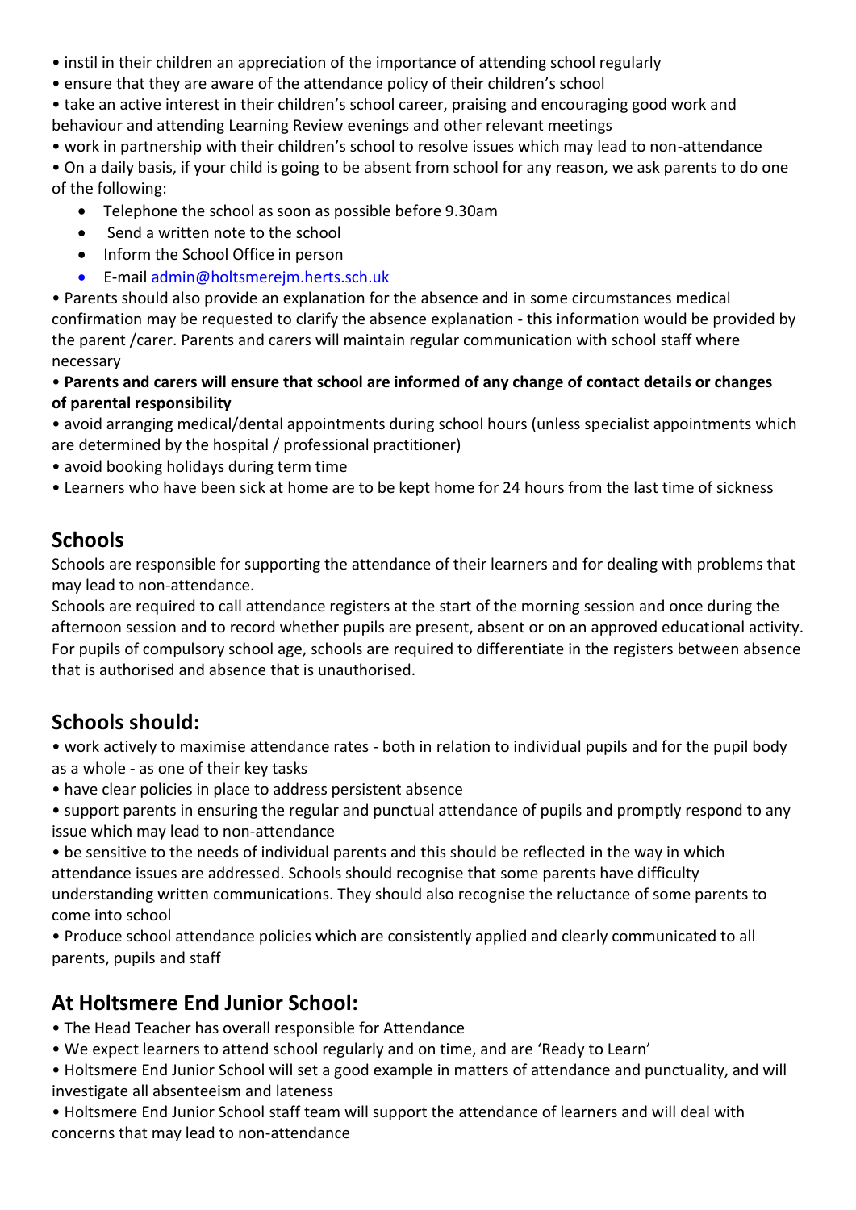- instil in their children an appreciation of the importance of attending school regularly
- ensure that they are aware of the attendance policy of their children's school
- take an active interest in their children's school career, praising and encouraging good work and behaviour and attending Learning Review evenings and other relevant meetings
- work in partnership with their children's school to resolve issues which may lead to non-attendance
- On a daily basis, if your child is going to be absent from school for any reason, we ask parents to do one of the following:
    - Telephone the school as soon as possible before 9.30am
    - Send a written note to the school
    - Inform the School Office in person
    - E-mail admin@holtsmerejm.herts.sch.uk
- Parents should also provide an explanation for the absence and in some circumstances medical confirmation may be requested to clarify the absence explanation - this information would be provided by the parent /carer. Parents and carers will maintain regular communication with school staff where necessary
- **Parents and carers will ensure that school are informed of any change of contact details or changes of parental responsibility**
- avoid arranging medical/dental appointments during school hours (unless specialist appointments which are determined by the hospital / professional practitioner)
- avoid booking holidays during term time
- Learners who have been sick at home are to be kept home for 24 hours from the last time of sickness

## Schools

Schools are responsible for supporting the attendance of their learners and for dealing with problems that may lead to non-attendance.

Schools are required to call attendance registers at the start of the morning session and once during the afternoon session and to record whether pupils are present, absent or on an approved educational activity. For pupils of compulsory school age, schools are required to differentiate in the registers between absence that is authorised and absence that is unauthorised.

## Schools should:

- work actively to maximise attendance rates - both in relation to individual pupils and for the pupil body as a whole - as one of their key tasks
- have clear policies in place to address persistent absence
- support parents in ensuring the regular and punctual attendance of pupils and promptly respond to any issue which may lead to non-attendance
- be sensitive to the needs of individual parents and this should be reflected in the way in which attendance issues are addressed. Schools should recognise that some parents have difficulty understanding written communications. They should also recognise the reluctance of some parents to come into school
- Produce school attendance policies which are consistently applied and clearly communicated to all parents, pupils and staff

## At Holtsmere End Junior School:

- The Head Teacher has overall responsible for Attendance
- We expect learners to attend school regularly and on time, and are 'Ready to Learn'
- Holtsmere End Junior School will set a good example in matters of attendance and punctuality, and will investigate all absenteeism and lateness
- Holtsmere End Junior School staff team will support the attendance of learners and will deal with concerns that may lead to non-attendance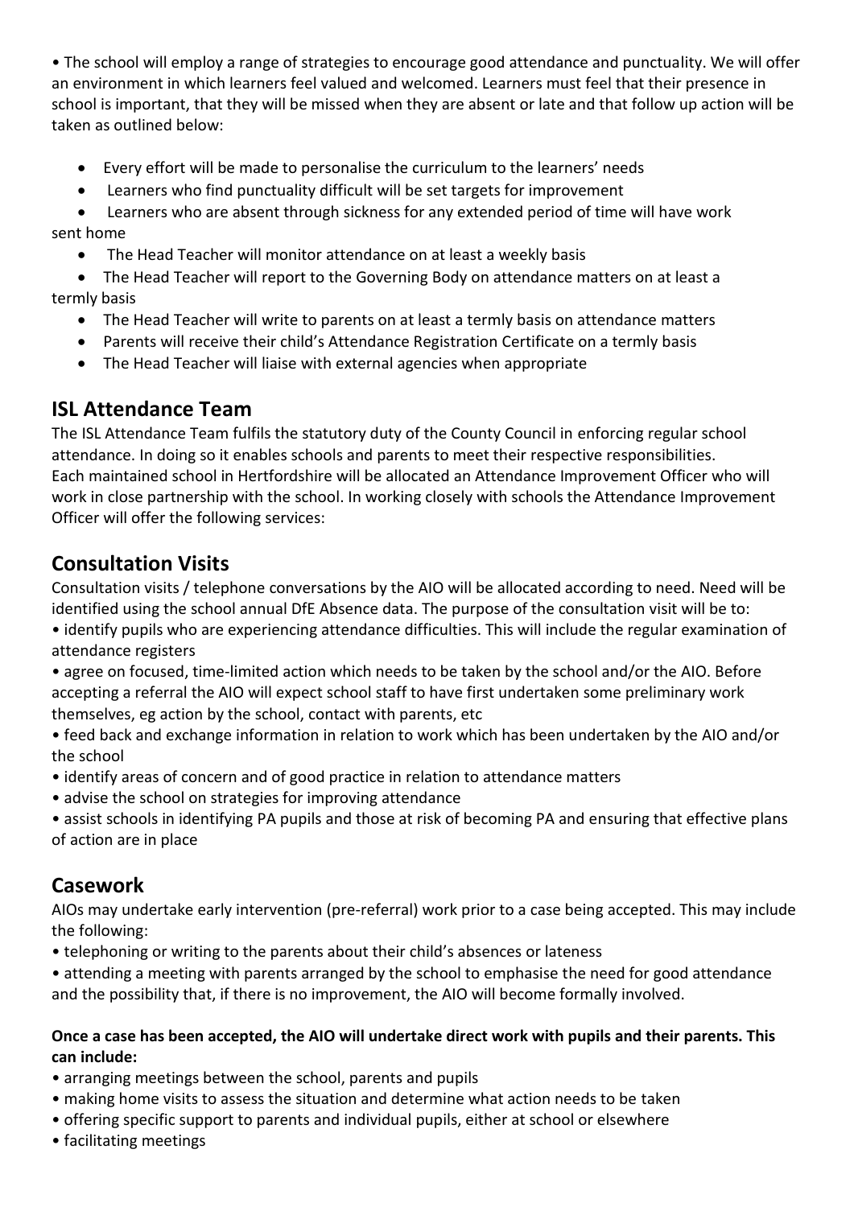- The school will employ a range of strategies to encourage good attendance and punctuality. We will offer an environment in which learners feel valued and welcomed. Learners must feel that their presence in school is important, that they will be missed when they are absent or late and that follow up action will be taken as outlined below:

  - Every effort will be made to personalise the curriculum to the learners' needs
  - Learners who find punctuality difficult will be set targets for improvement
  - Learners who are absent through sickness for any extended period of time will have work sent home
  - The Head Teacher will monitor attendance on at least a weekly basis
  - The Head Teacher will report to the Governing Body on attendance matters on at least a termly basis
  - The Head Teacher will write to parents on at least a termly basis on attendance matters
  - Parents will receive their child's Attendance Registration Certificate on a termly basis
  - The Head Teacher will liaise with external agencies when appropriate

## ISL Attendance Team

The ISL Attendance Team fulfils the statutory duty of the County Council in enforcing regular school attendance. In doing so it enables schools and parents to meet their respective responsibilities.
Each maintained school in Hertfordshire will be allocated an Attendance Improvement Officer who will work in close partnership with the school. In working closely with schools the Attendance Improvement Officer will offer the following services:

## Consultation Visits

Consultation visits / telephone conversations by the AIO will be allocated according to need. Need will be identified using the school annual DfE Absence data. The purpose of the consultation visit will be to:

- identify pupils who are experiencing attendance difficulties. This will include the regular examination of attendance registers
- agree on focused, time-limited action which needs to be taken by the school and/or the AIO. Before accepting a referral the AIO will expect school staff to have first undertaken some preliminary work themselves, eg action by the school, contact with parents, etc
- feed back and exchange information in relation to work which has been undertaken by the AIO and/or the school
- identify areas of concern and of good practice in relation to attendance matters
- advise the school on strategies for improving attendance
- assist schools in identifying PA pupils and those at risk of becoming PA and ensuring that effective plans of action are in place

## Casework

AIOs may undertake early intervention (pre-referral) work prior to a case being accepted. This may include the following:

- telephoning or writing to the parents about their child's absences or lateness
- attending a meeting with parents arranged by the school to emphasise the need for good attendance and the possibility that, if there is no improvement, the AIO will become formally involved.

**Once a case has been accepted, the AIO will undertake direct work with pupils and their parents. This can include:**

- arranging meetings between the school, parents and pupils
- making home visits to assess the situation and determine what action needs to be taken
- offering specific support to parents and individual pupils, either at school or elsewhere
- facilitating meetings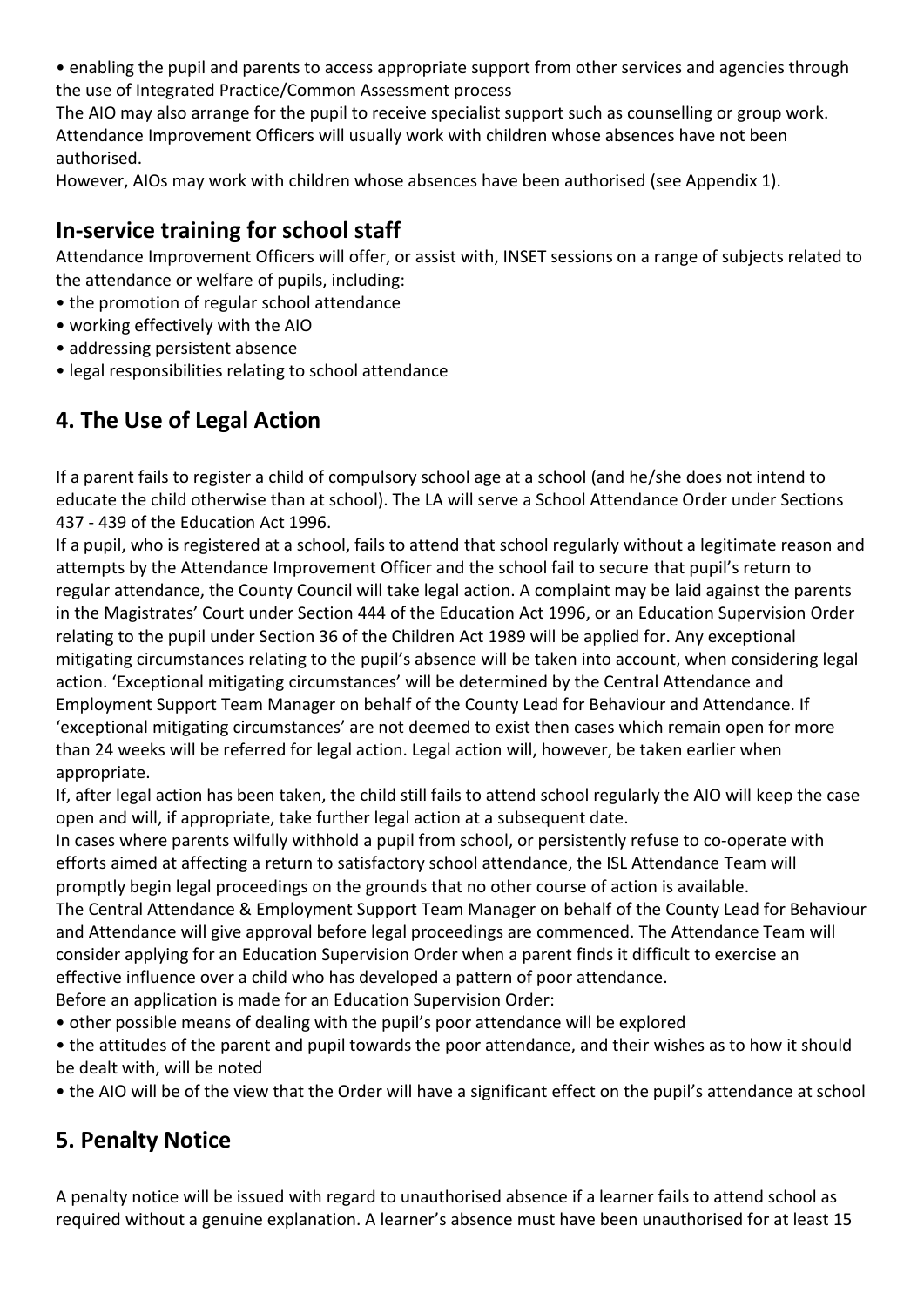- enabling the pupil and parents to access appropriate support from other services and agencies through the use of Integrated Practice/Common Assessment process

The AIO may also arrange for the pupil to receive specialist support such as counselling or group work. Attendance Improvement Officers will usually work with children whose absences have not been authorised.

However, AIOs may work with children whose absences have been authorised (see Appendix 1).

## In-service training for school staff

Attendance Improvement Officers will offer, or assist with, INSET sessions on a range of subjects related to the attendance or welfare of pupils, including:

- the promotion of regular school attendance
- working effectively with the AIO
- addressing persistent absence
- legal responsibilities relating to school attendance

## 4. The Use of Legal Action

If a parent fails to register a child of compulsory school age at a school (and he/she does not intend to educate the child otherwise than at school). The LA will serve a School Attendance Order under Sections 437 - 439 of the Education Act 1996.

If a pupil, who is registered at a school, fails to attend that school regularly without a legitimate reason and attempts by the Attendance Improvement Officer and the school fail to secure that pupil's return to regular attendance, the County Council will take legal action. A complaint may be laid against the parents in the Magistrates' Court under Section 444 of the Education Act 1996, or an Education Supervision Order relating to the pupil under Section 36 of the Children Act 1989 will be applied for. Any exceptional mitigating circumstances relating to the pupil's absence will be taken into account, when considering legal action. 'Exceptional mitigating circumstances' will be determined by the Central Attendance and Employment Support Team Manager on behalf of the County Lead for Behaviour and Attendance. If 'exceptional mitigating circumstances' are not deemed to exist then cases which remain open for more than 24 weeks will be referred for legal action. Legal action will, however, be taken earlier when appropriate.

If, after legal action has been taken, the child still fails to attend school regularly the AIO will keep the case open and will, if appropriate, take further legal action at a subsequent date.

In cases where parents wilfully withhold a pupil from school, or persistently refuse to co-operate with efforts aimed at affecting a return to satisfactory school attendance, the ISL Attendance Team will promptly begin legal proceedings on the grounds that no other course of action is available.

The Central Attendance & Employment Support Team Manager on behalf of the County Lead for Behaviour and Attendance will give approval before legal proceedings are commenced. The Attendance Team will consider applying for an Education Supervision Order when a parent finds it difficult to exercise an effective influence over a child who has developed a pattern of poor attendance.

Before an application is made for an Education Supervision Order:

- other possible means of dealing with the pupil's poor attendance will be explored
- the attitudes of the parent and pupil towards the poor attendance, and their wishes as to how it should be dealt with, will be noted
- the AIO will be of the view that the Order will have a significant effect on the pupil's attendance at school

## 5. Penalty Notice

A penalty notice will be issued with regard to unauthorised absence if a learner fails to attend school as required without a genuine explanation. A learner's absence must have been unauthorised for at least 15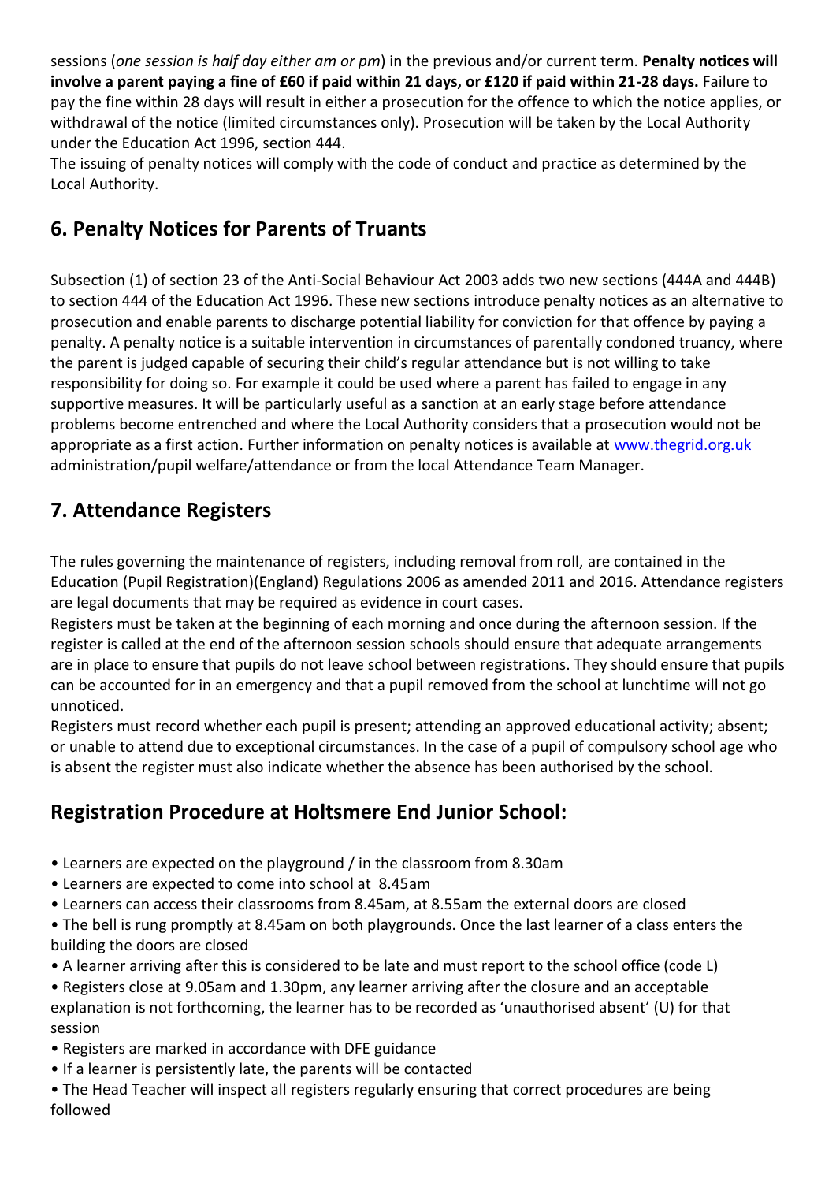sessions (*one session is half day either am or pm*) in the previous and/or current term. **Penalty notices will involve a parent paying a fine of £60 if paid within 21 days, or £120 if paid within 21-28 days.** Failure to pay the fine within 28 days will result in either a prosecution for the offence to which the notice applies, or withdrawal of the notice (limited circumstances only). Prosecution will be taken by the Local Authority under the Education Act 1996, section 444.
The issuing of penalty notices will comply with the code of conduct and practice as determined by the Local Authority.

## 6. Penalty Notices for Parents of Truants

Subsection (1) of section 23 of the Anti-Social Behaviour Act 2003 adds two new sections (444A and 444B) to section 444 of the Education Act 1996. These new sections introduce penalty notices as an alternative to prosecution and enable parents to discharge potential liability for conviction for that offence by paying a penalty. A penalty notice is a suitable intervention in circumstances of parentally condoned truancy, where the parent is judged capable of securing their child's regular attendance but is not willing to take responsibility for doing so. For example it could be used where a parent has failed to engage in any supportive measures. It will be particularly useful as a sanction at an early stage before attendance problems become entrenched and where the Local Authority considers that a prosecution would not be appropriate as a first action. Further information on penalty notices is available at www.thegrid.org.uk administration/pupil welfare/attendance or from the local Attendance Team Manager.

## 7. Attendance Registers

The rules governing the maintenance of registers, including removal from roll, are contained in the Education (Pupil Registration)(England) Regulations 2006 as amended 2011 and 2016. Attendance registers are legal documents that may be required as evidence in court cases.
Registers must be taken at the beginning of each morning and once during the afternoon session. If the register is called at the end of the afternoon session schools should ensure that adequate arrangements are in place to ensure that pupils do not leave school between registrations. They should ensure that pupils can be accounted for in an emergency and that a pupil removed from the school at lunchtime will not go unnoticed.
Registers must record whether each pupil is present; attending an approved educational activity; absent; or unable to attend due to exceptional circumstances. In the case of a pupil of compulsory school age who is absent the register must also indicate whether the absence has been authorised by the school.

## Registration Procedure at Holtsmere End Junior School:

- Learners are expected on the playground / in the classroom from 8.30am
- Learners are expected to come into school at 8.45am
- Learners can access their classrooms from 8.45am, at 8.55am the external doors are closed
- The bell is rung promptly at 8.45am on both playgrounds. Once the last learner of a class enters the building the doors are closed
- A learner arriving after this is considered to be late and must report to the school office (code L)
- Registers close at 9.05am and 1.30pm, any learner arriving after the closure and an acceptable explanation is not forthcoming, the learner has to be recorded as 'unauthorised absent' (U) for that session
- Registers are marked in accordance with DFE guidance
- If a learner is persistently late, the parents will be contacted
- The Head Teacher will inspect all registers regularly ensuring that correct procedures are being followed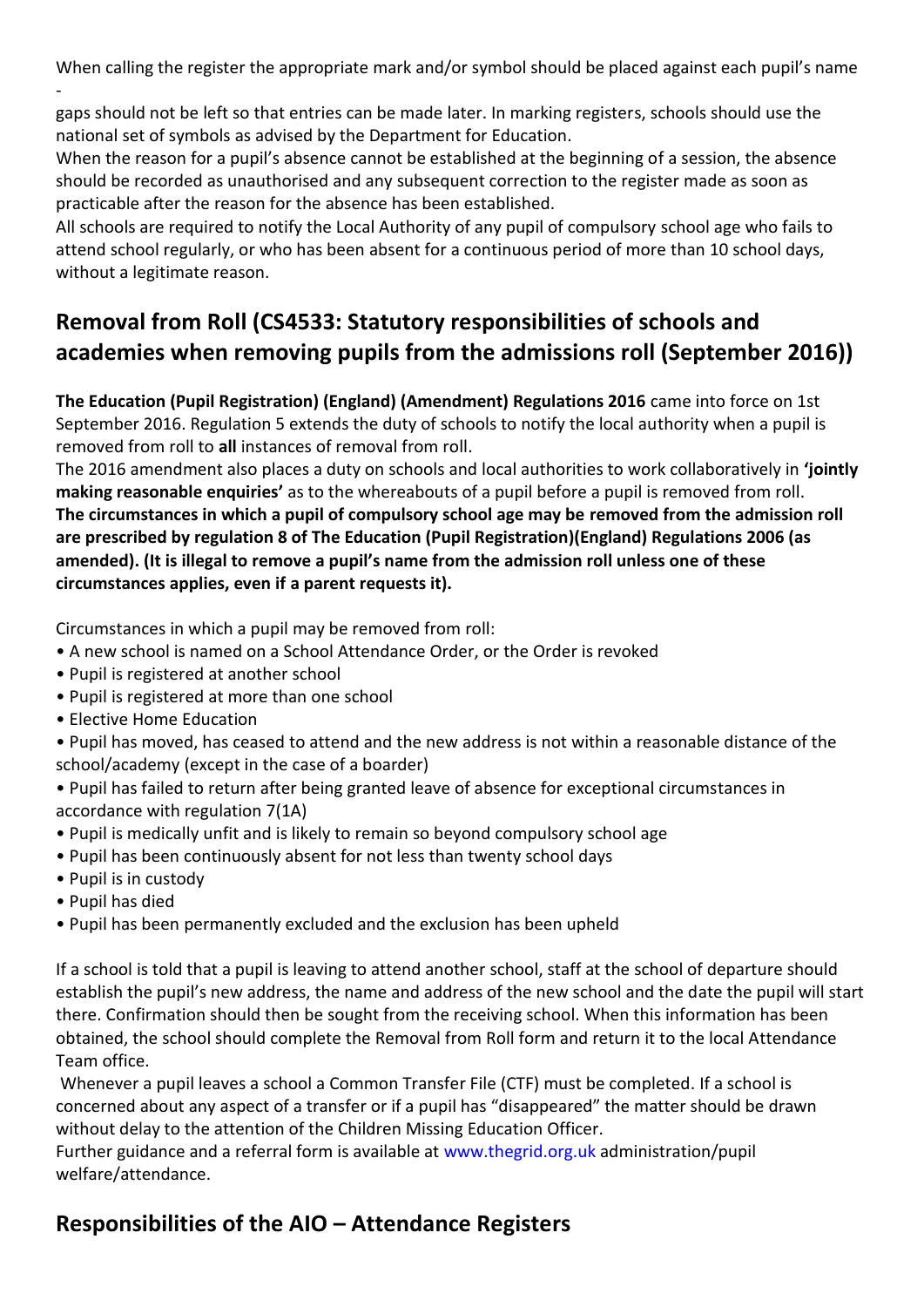When calling the register the appropriate mark and/or symbol should be placed against each pupil's name - gaps should not be left so that entries can be made later. In marking registers, schools should use the national set of symbols as advised by the Department for Education.

When the reason for a pupil's absence cannot be established at the beginning of a session, the absence should be recorded as unauthorised and any subsequent correction to the register made as soon as practicable after the reason for the absence has been established.

All schools are required to notify the Local Authority of any pupil of compulsory school age who fails to attend school regularly, or who has been absent for a continuous period of more than 10 school days, without a legitimate reason.

## Removal from Roll (CS4533: Statutory responsibilities of schools and academies when removing pupils from the admissions roll (September 2016))

**The Education (Pupil Registration) (England) (Amendment) Regulations 2016** came into force on 1st September 2016. Regulation 5 extends the duty of schools to notify the local authority when a pupil is removed from roll to **all** instances of removal from roll.

The 2016 amendment also places a duty on schools and local authorities to work collaboratively in **'jointly making reasonable enquiries'** as to the whereabouts of a pupil before a pupil is removed from roll.

**The circumstances in which a pupil of compulsory school age may be removed from the admission roll are prescribed by regulation 8 of The Education (Pupil Registration)(England) Regulations 2006 (as amended). (It is illegal to remove a pupil's name from the admission roll unless one of these circumstances applies, even if a parent requests it).**

Circumstances in which a pupil may be removed from roll:

- A new school is named on a School Attendance Order, or the Order is revoked
- Pupil is registered at another school
- Pupil is registered at more than one school
- Elective Home Education
- Pupil has moved, has ceased to attend and the new address is not within a reasonable distance of the school/academy (except in the case of a boarder)
- Pupil has failed to return after being granted leave of absence for exceptional circumstances in accordance with regulation 7(1A)
- Pupil is medically unfit and is likely to remain so beyond compulsory school age
- Pupil has been continuously absent for not less than twenty school days
- Pupil is in custody
- Pupil has died
- Pupil has been permanently excluded and the exclusion has been upheld

If a school is told that a pupil is leaving to attend another school, staff at the school of departure should establish the pupil's new address, the name and address of the new school and the date the pupil will start there. Confirmation should then be sought from the receiving school. When this information has been obtained, the school should complete the Removal from Roll form and return it to the local Attendance Team office.

Whenever a pupil leaves a school a Common Transfer File (CTF) must be completed. If a school is concerned about any aspect of a transfer or if a pupil has "disappeared" the matter should be drawn without delay to the attention of the Children Missing Education Officer.

Further guidance and a referral form is available at www.thegrid.org.uk administration/pupil welfare/attendance.

## Responsibilities of the AIO – Attendance Registers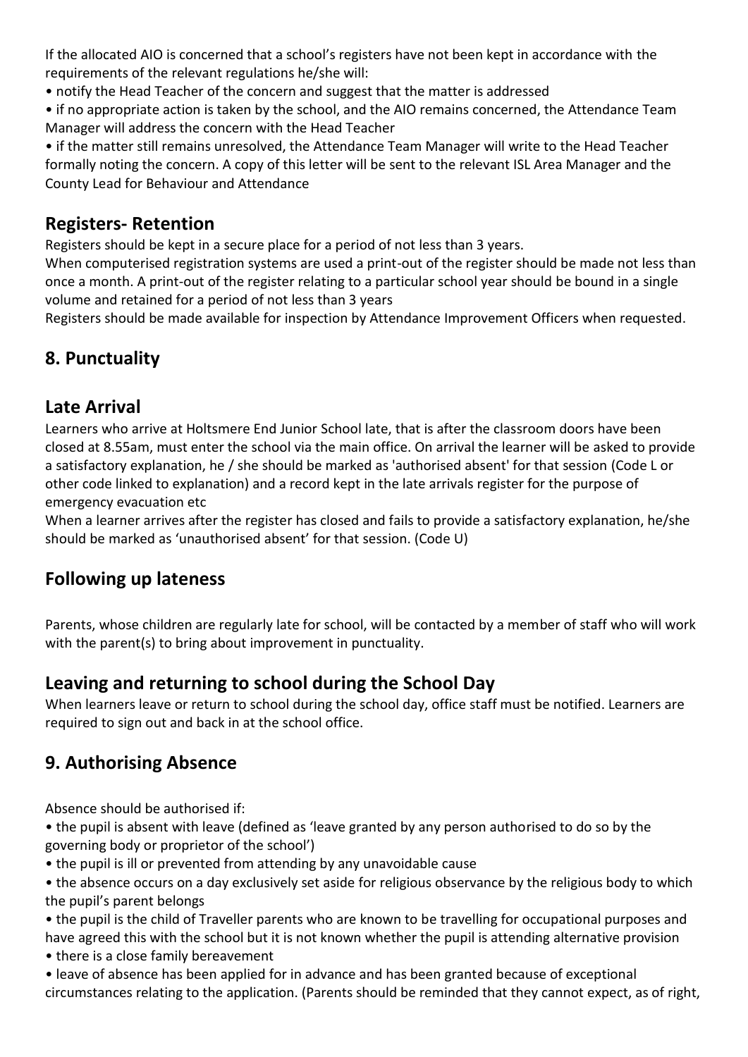If the allocated AIO is concerned that a school's registers have not been kept in accordance with the requirements of the relevant regulations he/she will:

• notify the Head Teacher of the concern and suggest that the matter is addressed

• if no appropriate action is taken by the school, and the AIO remains concerned, the Attendance Team Manager will address the concern with the Head Teacher

• if the matter still remains unresolved, the Attendance Team Manager will write to the Head Teacher formally noting the concern. A copy of this letter will be sent to the relevant ISL Area Manager and the County Lead for Behaviour and Attendance

## Registers- Retention

Registers should be kept in a secure place for a period of not less than 3 years.

When computerised registration systems are used a print-out of the register should be made not less than once a month. A print-out of the register relating to a particular school year should be bound in a single volume and retained for a period of not less than 3 years

Registers should be made available for inspection by Attendance Improvement Officers when requested.

## 8. Punctuality

## Late Arrival

Learners who arrive at Holtsmere End Junior School late, that is after the classroom doors have been closed at 8.55am, must enter the school via the main office. On arrival the learner will be asked to provide a satisfactory explanation, he / she should be marked as 'authorised absent' for that session (Code L or other code linked to explanation) and a record kept in the late arrivals register for the purpose of emergency evacuation etc

When a learner arrives after the register has closed and fails to provide a satisfactory explanation, he/she should be marked as 'unauthorised absent' for that session. (Code U)

## Following up lateness

Parents, whose children are regularly late for school, will be contacted by a member of staff who will work with the parent(s) to bring about improvement in punctuality.

## Leaving and returning to school during the School Day

When learners leave or return to school during the school day, office staff must be notified. Learners are required to sign out and back in at the school office.

## 9. Authorising Absence

Absence should be authorised if:

• the pupil is absent with leave (defined as 'leave granted by any person authorised to do so by the governing body or proprietor of the school')

• the pupil is ill or prevented from attending by any unavoidable cause

• the absence occurs on a day exclusively set aside for religious observance by the religious body to which the pupil's parent belongs

• the pupil is the child of Traveller parents who are known to be travelling for occupational purposes and have agreed this with the school but it is not known whether the pupil is attending alternative provision

• there is a close family bereavement

• leave of absence has been applied for in advance and has been granted because of exceptional circumstances relating to the application. (Parents should be reminded that they cannot expect, as of right,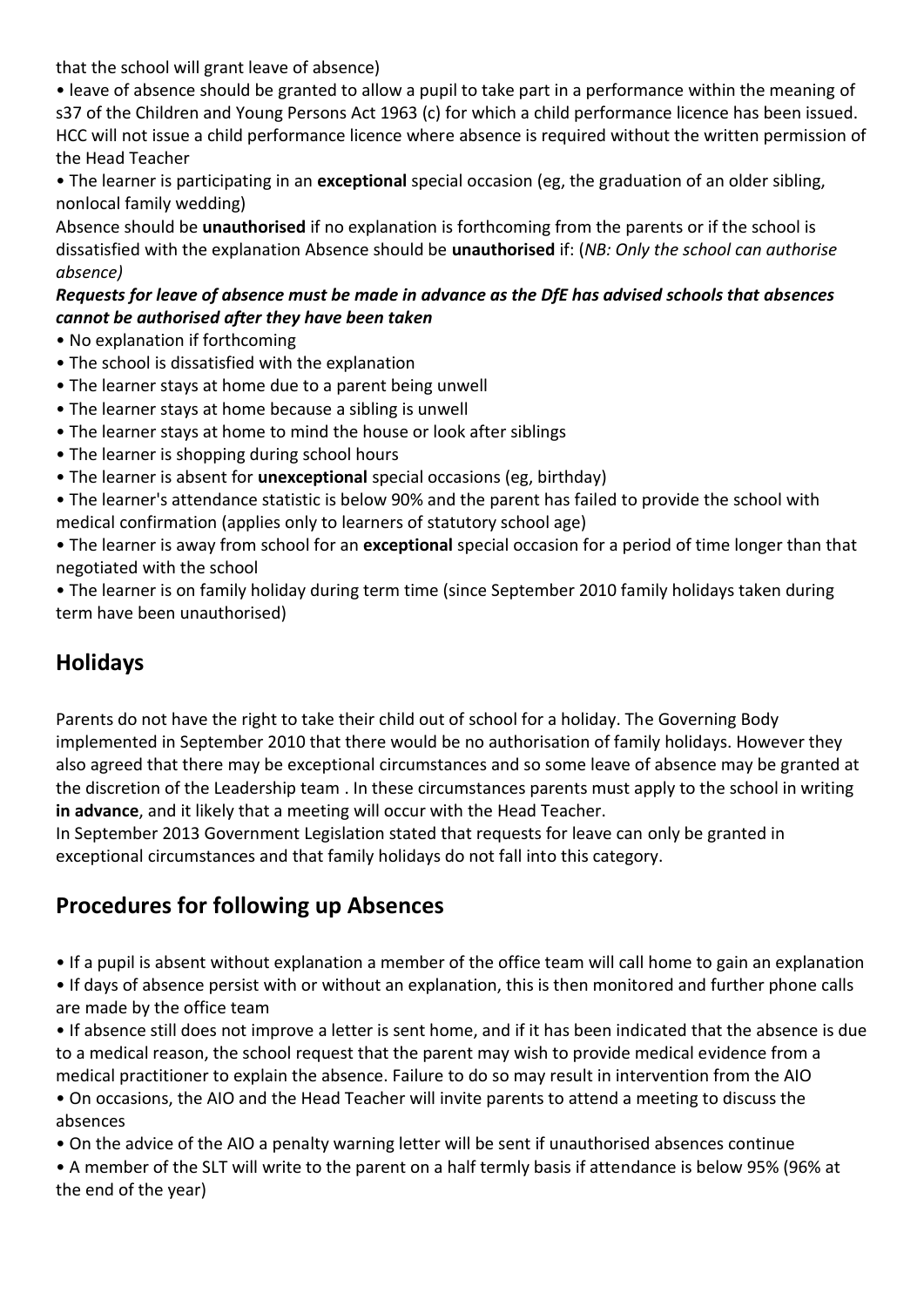that the school will grant leave of absence)

- leave of absence should be granted to allow a pupil to take part in a performance within the meaning of s37 of the Children and Young Persons Act 1963 (c) for which a child performance licence has been issued. HCC will not issue a child performance licence where absence is required without the written permission of the Head Teacher
- The learner is participating in an **exceptional** special occasion (eg, the graduation of an older sibling, nonlocal family wedding)

Absence should be **unauthorised** if no explanation is forthcoming from the parents or if the school is dissatisfied with the explanation Absence should be **unauthorised** if: (*NB: Only the school can authorise absence)*

***Requests for leave of absence must be made in advance as the DfE has advised schools that absences cannot be authorised after they have been taken***

- No explanation if forthcoming
- The school is dissatisfied with the explanation
- The learner stays at home due to a parent being unwell
- The learner stays at home because a sibling is unwell
- The learner stays at home to mind the house or look after siblings
- The learner is shopping during school hours
- The learner is absent for **unexceptional** special occasions (eg, birthday)
- The learner's attendance statistic is below 90% and the parent has failed to provide the school with medical confirmation (applies only to learners of statutory school age)
- The learner is away from school for an **exceptional** special occasion for a period of time longer than that negotiated with the school
- The learner is on family holiday during term time (since September 2010 family holidays taken during term have been unauthorised)

## Holidays

Parents do not have the right to take their child out of school for a holiday. The Governing Body implemented in September 2010 that there would be no authorisation of family holidays. However they also agreed that there may be exceptional circumstances and so some leave of absence may be granted at the discretion of the Leadership team . In these circumstances parents must apply to the school in writing **in advance**, and it likely that a meeting will occur with the Head Teacher.

In September 2013 Government Legislation stated that requests for leave can only be granted in exceptional circumstances and that family holidays do not fall into this category.

## Procedures for following up Absences

- If a pupil is absent without explanation a member of the office team will call home to gain an explanation
- If days of absence persist with or without an explanation, this is then monitored and further phone calls are made by the office team
- If absence still does not improve a letter is sent home, and if it has been indicated that the absence is due to a medical reason, the school request that the parent may wish to provide medical evidence from a medical practitioner to explain the absence. Failure to do so may result in intervention from the AIO
- On occasions, the AIO and the Head Teacher will invite parents to attend a meeting to discuss the absences
- On the advice of the AIO a penalty warning letter will be sent if unauthorised absences continue
- A member of the SLT will write to the parent on a half termly basis if attendance is below 95% (96% at the end of the year)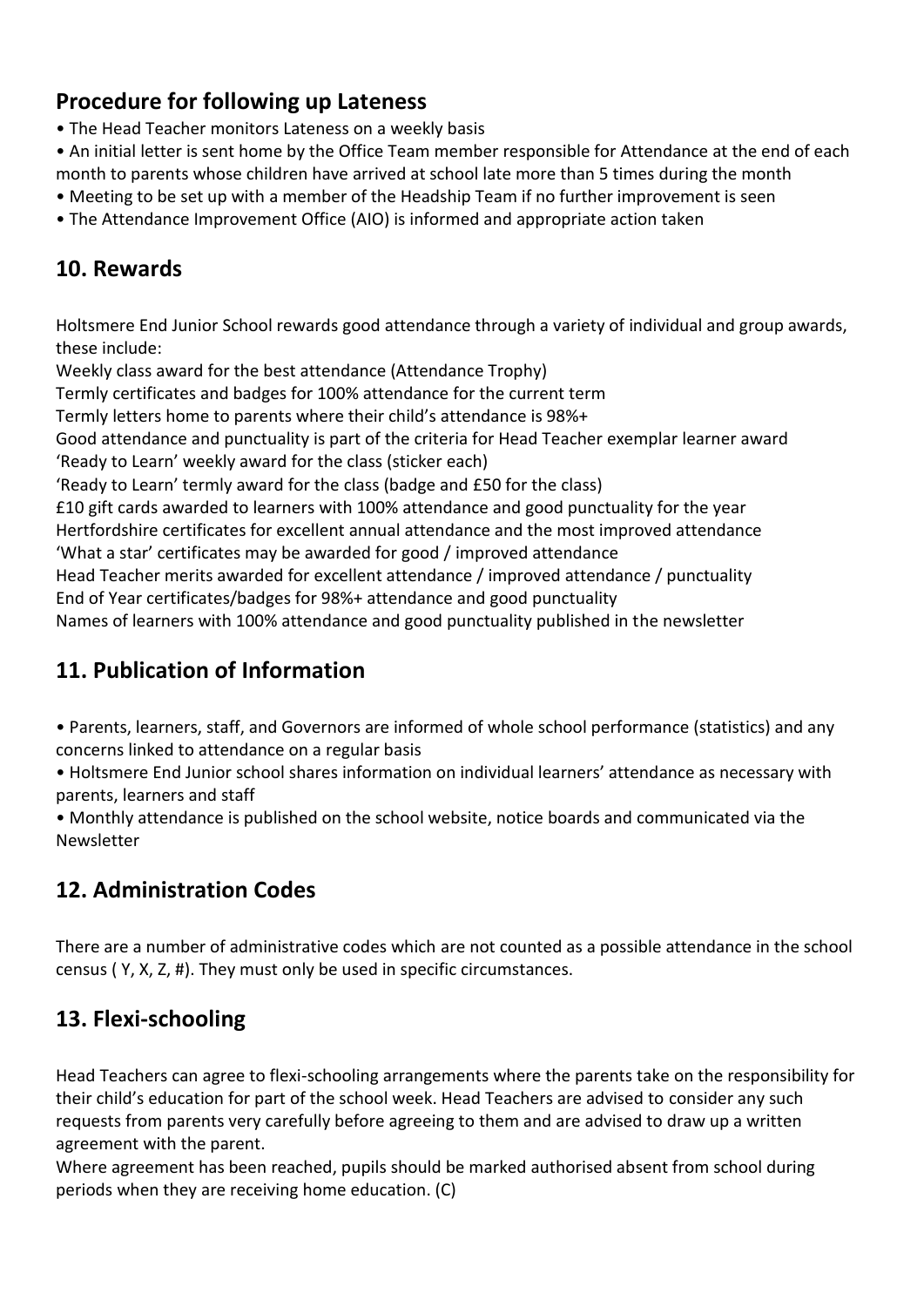## Procedure for following up Lateness

- The Head Teacher monitors Lateness on a weekly basis
- An initial letter is sent home by the Office Team member responsible for Attendance at the end of each month to parents whose children have arrived at school late more than 5 times during the month
- Meeting to be set up with a member of the Headship Team if no further improvement is seen
- The Attendance Improvement Office (AIO) is informed and appropriate action taken

## 10. Rewards

Holtsmere End Junior School rewards good attendance through a variety of individual and group awards, these include:

Weekly class award for the best attendance (Attendance Trophy)
Termly certificates and badges for 100% attendance for the current term
Termly letters home to parents where their child's attendance is 98%+
Good attendance and punctuality is part of the criteria for Head Teacher exemplar learner award
'Ready to Learn' weekly award for the class (sticker each)
'Ready to Learn' termly award for the class (badge and £50 for the class)
£10 gift cards awarded to learners with 100% attendance and good punctuality for the year
Hertfordshire certificates for excellent annual attendance and the most improved attendance
'What a star' certificates may be awarded for good / improved attendance
Head Teacher merits awarded for excellent attendance / improved attendance / punctuality
End of Year certificates/badges for 98%+ attendance and good punctuality
Names of learners with 100% attendance and good punctuality published in the newsletter

## 11. Publication of Information

- Parents, learners, staff, and Governors are informed of whole school performance (statistics) and any concerns linked to attendance on a regular basis
- Holtsmere End Junior school shares information on individual learners' attendance as necessary with parents, learners and staff
- Monthly attendance is published on the school website, notice boards and communicated via the Newsletter

## 12. Administration Codes

There are a number of administrative codes which are not counted as a possible attendance in the school census ( Y, X, Z, #). They must only be used in specific circumstances.

## 13. Flexi-schooling

Head Teachers can agree to flexi-schooling arrangements where the parents take on the responsibility for their child's education for part of the school week. Head Teachers are advised to consider any such requests from parents very carefully before agreeing to them and are advised to draw up a written agreement with the parent.

Where agreement has been reached, pupils should be marked authorised absent from school during periods when they are receiving home education. (C)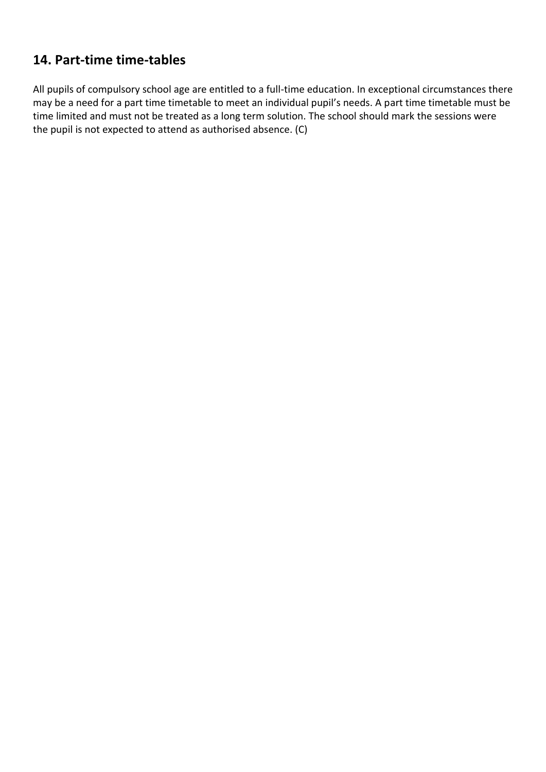## 14. Part-time time-tables

All pupils of compulsory school age are entitled to a full-time education. In exceptional circumstances there may be a need for a part time timetable to meet an individual pupil's needs. A part time timetable must be time limited and must not be treated as a long term solution. The school should mark the sessions were the pupil is not expected to attend as authorised absence. (C)